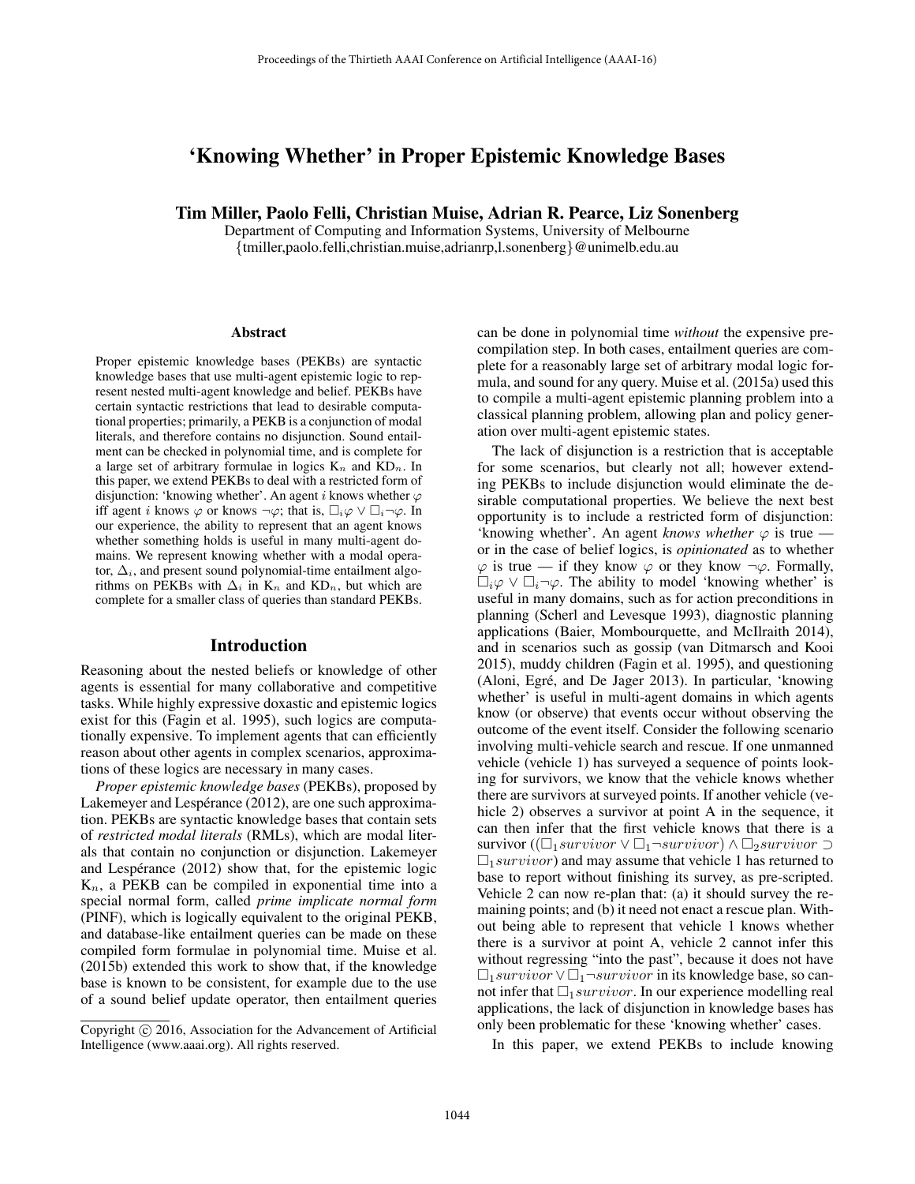# 'Knowing Whether' in Proper Epistemic Knowledge Bases

**Tim Miller, Paolo Felli, Christian Muise, Adrian R. Pearce, Liz Sonenberg**

Department of Computing and Information Systems, University of Melbourne
{tmiller,paolo.felli,christian.muise,adrianrp,l.sonenberg}@unimelb.edu.au

## Abstract

Proper epistemic knowledge bases (PEKBs) are syntactic knowledge bases that use multi-agent epistemic logic to represent nested multi-agent knowledge and belief. PEKBs have certain syntactic restrictions that lead to desirable computational properties; primarily, a PEKB is a conjunction of modal literals, and therefore contains no disjunction. Sound entailment can be checked in polynomial time, and is complete for a large set of arbitrary formulae in logics $K_n$ and $KD_n$. In this paper, we extend PEKBs to deal with a restricted form of disjunction: 'knowing whether'. An agent $i$ knows whether $\varphi$ iff agent $i$ knows $\varphi$ or knows $\neg\varphi$; that is, $\Box_i\varphi \vee \Box_i\neg\varphi$. In our experience, the ability to represent that an agent knows whether something holds is useful in many multi-agent domains. We represent knowing whether with a modal operator, $\Delta_i$, and present sound polynomial-time entailment algorithms on PEKBs with $\Delta_i$ in $K_n$ and $KD_n$, but which are complete for a smaller class of queries than standard PEKBs.

## Introduction

Reasoning about the nested beliefs or knowledge of other agents is essential for many collaborative and competitive tasks. While highly expressive doxastic and epistemic logics exist for this (Fagin et al. 1995), such logics are computationally expensive. To implement agents that can efficiently reason about other agents in complex scenarios, approximations of these logics are necessary in many cases.

*Proper epistemic knowledge bases* (PEKBs), proposed by Lakemeyer and Lespérance (2012), are one such approximation. PEKBs are syntactic knowledge bases that contain sets of *restricted modal literals* (RMLs), which are modal literals that contain no conjunction or disjunction. Lakemeyer and Lespérance (2012) show that, for the epistemic logic $K_n$, a PEKB can be compiled in exponential time into a special normal form, called *prime implicate normal form* (PINF), which is logically equivalent to the original PEKB, and database-like entailment queries can be made on these compiled form formulae in polynomial time. Muise et al. (2015b) extended this work to show that, if the knowledge base is known to be consistent, for example due to the use of a sound belief update operator, then entailment queries can be done in polynomial time *without* the expensive precompilation step. In both cases, entailment queries are complete for a reasonably large set of arbitrary modal logic formula, and sound for any query. Muise et al. (2015a) used this to compile a multi-agent epistemic planning problem into a classical planning problem, allowing plan and policy generation over multi-agent epistemic states.

The lack of disjunction is a restriction that is acceptable for some scenarios, but clearly not all; however extending PEKBs to include disjunction would eliminate the desirable computational properties. We believe the next best opportunity is to include a restricted form of disjunction: 'knowing whether'. An agent *knows whether* $\varphi$ is true — or in the case of belief logics, is *opinionated* as to whether $\varphi$ is true — if they know $\varphi$ or they know $\neg\varphi$. Formally, $\Box_i\varphi \vee \Box_i\neg\varphi$. The ability to model 'knowing whether' is useful in many domains, such as for action preconditions in planning (Scherl and Levesque 1993), diagnostic planning applications (Baier, Mombourquette, and McIlraith 2014), and in scenarios such as gossip (van Ditmarsch and Kooi 2015), muddy children (Fagin et al. 1995), and questioning (Aloni, Egré, and De Jager 2013). In particular, 'knowing whether' is useful in multi-agent domains in which agents know (or observe) that events occur without observing the outcome of the event itself. Consider the following scenario involving multi-vehicle search and rescue. If one unmanned vehicle (vehicle 1) has surveyed a sequence of points looking for survivors, we know that the vehicle knows whether there are survivors at surveyed points. If another vehicle (vehicle 2) observes a survivor at point A in the sequence, it can then infer that the first vehicle knows that there is a survivor ($(\Box_1 survivor \vee \Box_1\neg survivor) \wedge \Box_2 survivor \supset \Box_1 survivor$) and may assume that vehicle 1 has returned to base to report without finishing its survey, as pre-scripted. Vehicle 2 can now re-plan that: (a) it should survey the remaining points; and (b) it need not enact a rescue plan. Without being able to represent that vehicle 1 knows whether there is a survivor at point A, vehicle 2 cannot infer this without regressing "into the past", because it does not have $\Box_1 survivor \vee \Box_1\neg survivor$ in its knowledge base, so cannot infer that $\Box_1 survivor$. In our experience modelling real applications, the lack of disjunction in knowledge bases has only been problematic for these 'knowing whether' cases.

In this paper, we extend PEKBs to include knowing

Copyright © 2016, Association for the Advancement of Artificial Intelligence (www.aaai.org). All rights reserved.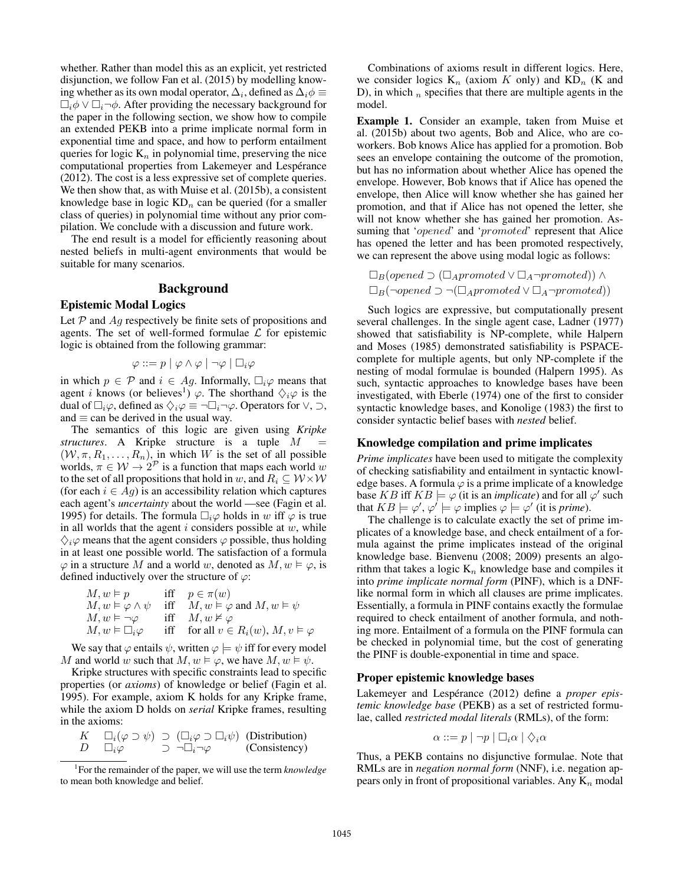whether. Rather than model this as an explicit, yet restricted disjunction, we follow Fan et al. (2015) by modelling knowing whether as its own modal operator, $\Delta_i$, defined as $\Delta_i \phi \equiv \Box_i \phi \vee \Box_i \neg \phi$. After providing the necessary background for the paper in the following section, we show how to compile an extended PEKB into a prime implicate normal form in exponential time and space, and how to perform entailment queries for logic $K_n$ in polynomial time, preserving the nice computational properties from Lakemeyer and Lespérance (2012). The cost is a less expressive set of complete queries. We then show that, as with Muise et al. (2015b), a consistent knowledge base in logic $KD_n$ can be queried (for a smaller class of queries) in polynomial time without any prior compilation. We conclude with a discussion and future work.

The end result is a model for efficiently reasoning about nested beliefs in multi-agent environments that would be suitable for many scenarios.

## Background

### Epistemic Modal Logics

Let $\mathcal{P}$ and $Ag$ respectively be finite sets of propositions and agents. The set of well-formed formulae $\mathcal{L}$ for epistemic logic is obtained from the following grammar:

$$\varphi ::= p \mid \varphi \wedge \varphi \mid \neg \varphi \mid \Box_i \varphi$$

in which $p \in \mathcal{P}$ and $i \in Ag$. Informally, $\Box_i \varphi$ means that agent $i$ knows (or believes[1]) $\varphi$. The shorthand $\Diamond_i \varphi$ is the dual of $\Box_i \varphi$, defined as $\Diamond_i \varphi \equiv \neg \Box_i \neg \varphi$. Operators for $\vee$, $\supset$, and $\equiv$ can be derived in the usual way.

The semantics of this logic are given using *Kripke structures*. A Kripke structure is a tuple $M = (\mathcal{W}, \pi, R_1, \ldots, R_n)$, in which $W$ is the set of all possible worlds, $\pi \in \mathcal{W} \rightarrow 2^{\mathcal{P}}$ is a function that maps each world $w$ to the set of all propositions that hold in $w$, and $R_i \subseteq \mathcal{W} \times \mathcal{W}$ (for each $i \in Ag$) is an accessibility relation which captures each agent's *uncertainty* about the world —see (Fagin et al. 1995) for details. The formula $\Box_i \varphi$ holds in $w$ iff $\varphi$ is true in all worlds that the agent $i$ considers possible at $w$, while $\Diamond_i \varphi$ means that the agent considers $\varphi$ possible, thus holding in at least one possible world. The satisfaction of a formula $\varphi$ in a structure $M$ and a world $w$, denoted as $M, w \vDash \varphi$, is defined inductively over the structure of $\varphi$:

$$
\begin{array}{lll}
M, w \vDash p & \text{iff} & p \in \pi(w) \\
M, w \vDash \varphi \wedge \psi & \text{iff} & M, w \vDash \varphi \text{ and } M, w \vDash \psi \\
M, w \vDash \neg \varphi & \text{iff} & M, w \nvDash \varphi \\
M, w \vDash \Box_i \varphi & \text{iff} & \text{for all } v \in R_i(w), M, v \vDash \varphi
\end{array}
$$

We say that $\varphi$ entails $\psi$, written $\varphi \models \psi$ iff for every model $M$ and world $w$ such that $M, w \vDash \varphi$, we have $M, w \vDash \psi$.

Kripke structures with specific constraints lead to specific properties (or *axioms*) of knowledge or belief (Fagin et al. 1995). For example, axiom K holds for any Kripke frame, while the axiom D holds on *serial* Kripke frames, resulting in the axioms:

$$
\begin{array}{llll}
K & \Box_i(\varphi \supset \psi) & \supset (\Box_i \varphi \supset \Box_i \psi) & \text{(Distribution)} \\
D & \Box_i \varphi & \supset \neg \Box_i \neg \varphi & \text{(Consistency)}
\end{array}
$$

[1] For the remainder of the paper, we will use the term *knowledge* to mean both knowledge and belief.

Combinations of axioms result in different logics. Here, we consider logics $K_n$ (axiom $K$ only) and $KD_n$ (K and D), in which $_n$ specifies that there are multiple agents in the model.

**Example 1.** Consider an example, taken from Muise et al. (2015b) about two agents, Bob and Alice, who are co-workers. Bob knows Alice has applied for a promotion. Bob sees an envelope containing the outcome of the promotion, but has no information about whether Alice has opened the envelope. However, Bob knows that if Alice has opened the envelope, then Alice will know whether she has gained her promotion, and that if Alice has not opened the letter, she will not know whether she has gained her promotion. Assuming that '*opened*' and '*promoted*' represent that Alice has opened the letter and has been promoted respectively, we can represent the above using modal logic as follows:

$$
\begin{array}{l}
\Box_B(opened \supset (\Box_A promoted \vee \Box_A \neg promoted)) \wedge \\
\Box_B(\neg opened \supset \neg(\Box_A promoted \vee \Box_A \neg promoted))
\end{array}
$$

Such logics are expressive, but computationally present several challenges. In the single agent case, Ladner (1977) showed that satisfiability is NP-complete, while Halpern and Moses (1985) demonstrated satisfiability is PSPACE-complete for multiple agents, but only NP-complete if the nesting of modal formulae is bounded (Halpern 1995). As such, syntactic approaches to knowledge bases have been investigated, with Eberle (1974) one of the first to consider syntactic knowledge bases, and Konolige (1983) the first to consider syntactic belief bases with *nested* belief.

### Knowledge compilation and prime implicates

*Prime implicates* have been used to mitigate the complexity of checking satisfiability and entailment in syntactic knowledge bases. A formula $\varphi$ is a prime implicate of a knowledge base $KB$ iff $KB \models \varphi$ (it is an *implicate*) and for all $\varphi'$ such that $KB \models \varphi'$, $\varphi' \models \varphi$ implies $\varphi \models \varphi'$ (it is *prime*).

The challenge is to calculate exactly the set of prime implicates of a knowledge base, and check entailment of a formula against the prime implicates instead of the original knowledge base. Bienvenu (2008; 2009) presents an algorithm that takes a logic $K_n$ knowledge base and compiles it into *prime implicate normal form* (PINF), which is a DNF-like normal form in which all clauses are prime implicates. Essentially, a formula in PINF contains exactly the formulae required to check entailment of another formula, and nothing more. Entailment of a formula on the PINF formula can be checked in polynomial time, but the cost of generating the PINF is double-exponential in time and space.

### Proper epistemic knowledge bases

Lakemeyer and Lespérance (2012) define a *proper epistemic knowledge base* (PEKB) as a set of restricted formulae, called *restricted modal literals* (RMLs), of the form:

$$\alpha ::= p \mid \neg p \mid \Box_i \alpha \mid \Diamond_i \alpha$$

Thus, a PEKB contains no disjunctive formulae. Note that RMLs are in *negation normal form* (NNF), i.e. negation appears only in front of propositional variables. Any $K_n$ modal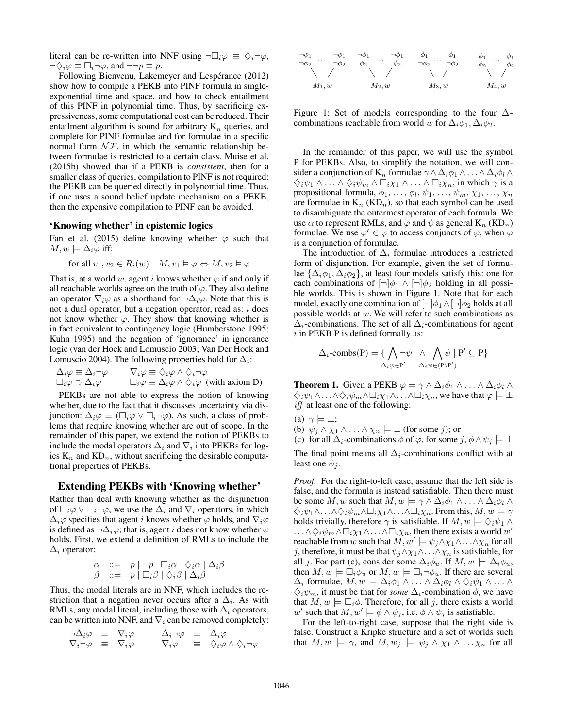literal can be re-written into NNF using $\neg\Box_i\varphi \equiv \Diamond_i\neg\varphi$, $\neg\Diamond_i\varphi \equiv \Box_i\neg\varphi$, and $\neg\neg p \equiv p$.

Following Bienvenu, Lakemeyer and Lespérance (2012) show how to compile a PEKB into PINF formula in single-exponential time and space, and how to check entailment of this PINF in polynomial time. Thus, by sacrificing expressiveness, some computational cost can be reduced. Their entailment algorithm is sound for arbitrary $K_n$ queries, and complete for PINF formulae and for formulae in a specific normal form $\mathcal{NF}$, in which the semantic relationship between formulae is restricted to a certain class. Muise et al. (2015b) showed that if a PEKB is *consistent*, then for a smaller class of queries, compilation to PINF is not required: the PEKB can be queried directly in polynomial time. Thus, if one uses a sound belief update mechanism on a PEKB, then the expensive compilation to PINF can be avoided.

### 'Knowing whether' in epistemic logics

Fan et al. (2015) define knowing whether $\varphi$ such that $M, w \models \Delta_i\varphi$ iff:

$$\text{for all } v_1, v_2 \in R_i(w) \quad M, v_1 \models \varphi \Leftrightarrow M, v_2 \models \varphi$$

That is, at a world $w$, agent $i$ knows whether $\varphi$ if and only if all reachable worlds agree on the truth of $\varphi$. They also define an operator $\nabla_i\varphi$ as a shorthand for $\neg\Delta_i\varphi$. Note that this is not a dual operator, but a negation operator, read as: $i$ does not know whether $\varphi$. They show that knowing whether is in fact equivalent to contingency logic (Humberstone 1995; Kuhn 1995) and the negation of 'ignorance' in ignorance logic (van der Hoek and Lomuscio 2003; Van Der Hoek and Lomuscio 2004). The following properties hold for $\Delta_i$:

$$\begin{array}{ll} \Delta_i\varphi \equiv \Delta_i\neg\varphi & \nabla_i\varphi \equiv \Diamond_i\varphi \wedge \Diamond_i\neg\varphi \\ \Box_i\varphi \supset \Delta_i\varphi & \Box_i\varphi \equiv \Delta_i\varphi \wedge \Diamond_i\varphi \ \text{(with axiom D)} \end{array}$$

PEKBs are not able to express the notion of knowing whether, due to the fact that it discusses uncertainty via disjunction: $\Delta_i\varphi \equiv (\Box_i\varphi \vee \Box_i\neg\varphi)$. As such, a class of problems that require knowing whether are out of scope. In the remainder of this paper, we extend the notion of PEKBs to include the modal operators $\Delta_i$ and $\nabla_i$ into PEKBs for logics $K_n$ and $KD_n$, without sacrificing the desirable computational properties of PEKBs.

## Extending PEKBs with 'Knowing whether'

Rather than deal with knowing whether as the disjunction of $\Box_i\varphi \vee \Box_i\neg\varphi$, we use the $\Delta_i$ and $\nabla_i$ operators, in which $\Delta_i\varphi$ specifies that agent $i$ knows whether $\varphi$ holds, and $\nabla_i\varphi$ is defined as $\neg\Delta_i\varphi$; that is, agent $i$ does not know whether $\varphi$ holds. First, we extend a definition of RMLs to include the $\Delta_i$ operator:

$$\begin{array}{rcl} \alpha & ::= & p \mid \neg p \mid \Box_i\alpha \mid \Diamond_i\alpha \mid \Delta_i\beta \\ \beta & ::= & p \mid \Box_i\beta \mid \Diamond_i\beta \mid \Delta_i\beta \end{array}$$

Thus, the modal literals are in NNF, which includes the restriction that a negation never occurs after a $\Delta_i$. As with RMLs, any modal literal, including those with $\Delta_i$ operators, can be written into NNF, and $\nabla_i$ can be removed completely:

$$\begin{array}{rclcrcl} \neg\Delta_i\varphi & \equiv & \nabla_i\varphi & \quad & \Delta_i\neg\varphi & \equiv & \Delta_i\varphi \\ \nabla_i\neg\varphi & \equiv & \nabla_i\varphi & & \nabla_i\varphi & \equiv & \Diamond_i\varphi \wedge \Diamond_i\neg\varphi \end{array}$$

Figure 1: Set of models corresponding to the four $\Delta$-combinations reachable from world $w$ for $\Delta_i\phi_1, \Delta_i\phi_2$.

In the remainder of this paper, we will use the symbol P for PEKBs. Also, to simplify the notation, we will consider a conjunction of $K_n$ formulae $\gamma \wedge \Delta_i\phi_1 \wedge \ldots \wedge \Delta_i\phi_l \wedge \Diamond_i\psi_1 \wedge \ldots \wedge \Diamond_i\psi_m \wedge \Box_i\chi_1 \wedge \ldots \wedge \Box_i\chi_n$, in which $\gamma$ is a propositional formula, $\phi_1, \ldots, \phi_l, \psi_1, \ldots, \psi_m, \chi_1, \ldots, \chi_n$ are formulae in $K_n$ ($KD_n$), so that each symbol can be used to disambiguate the outermost operator of each formula. We use $\alpha$ to represent RMLs, and $\varphi$ and $\psi$ as general $K_n$ ($KD_n$) formulae. We use $\varphi' \in \varphi$ to access conjuncts of $\varphi$, when $\varphi$ is a conjunction of formulae.

The introduction of $\Delta_i$ formulae introduces a restricted form of disjunction. For example, given the set of formulae $\{\Delta_i\phi_1, \Delta_i\phi_2\}$, at least four models satisfy this: one for each combinations of $[\neg]\phi_1 \wedge [\neg]\phi_2$ holding in all possible worlds. This is shown in Figure 1. Note that for each model, exactly one combination of $[\neg]\phi_1 \wedge [\neg]\phi_2$ holds at all possible worlds at $w$. We will refer to such combinations as $\Delta_i$-combinations. The set of all $\Delta_i$-combinations for agent $i$ in PEKB P is defined formally as:

$$\Delta_i\text{-combs}(\mathrm{P}) = \{ \bigwedge_{\Delta_i\psi \in \mathrm{P}'} \neg\psi \ \wedge \bigwedge_{\Delta_i\psi \in (\mathrm{P}\setminus\mathrm{P}')} \psi \mid \mathrm{P}' \subseteq \mathrm{P} \}$$

**Theorem 1.** Given a PEKB $\varphi = \gamma \wedge \Delta_i\phi_1 \wedge \ldots \wedge \Delta_i\phi_l \wedge \Diamond_i\psi_1 \wedge \ldots \wedge \Diamond_i\psi_m \wedge \Box_i\chi_1 \wedge \ldots \wedge \Box_i\chi_n$, we have that $\varphi \models \bot$ *iff* at least one of the following:

(a) $\gamma \models \bot$;
(b) $\psi_j \wedge \chi_1 \wedge \ldots \wedge \chi_n \models \bot$ (for some $j$); or
(c) for all $\Delta_i$-combinations $\phi$ of $\varphi$, for some $j$, $\phi \wedge \psi_j \models \bot$

The final point means all $\Delta_i$-combinations conflict with at least one $\psi_j$.

*Proof.* For the right-to-left case, assume that the left side is false, and the formula is instead satisfiable. Then there must be some $M, w$ such that $M, w \models \gamma \wedge \Delta_i\phi_1 \wedge \ldots \wedge \Delta_i\phi_l \wedge \Diamond_i\psi_1 \wedge \ldots \wedge \Diamond_i\psi_m \wedge \Box_i\chi_1 \wedge \ldots \wedge \Box_i\chi_n$. From this, $M, w \models \gamma$ holds trivially, therefore $\gamma$ is satisfiable. If $M, w \models \Diamond_i\psi_1 \wedge \ldots \wedge \Diamond_i\psi_m \wedge \Box_i\chi_1 \wedge \ldots \wedge \Box_i\chi_n$, then there exists a world $w'$ reachable from $w$ such that $M, w' \models \psi_j \wedge \chi_1 \wedge \ldots \wedge \chi_n$ for all $j$, therefore, it must be that $\psi_j \wedge \chi_1 \wedge \ldots \wedge \chi_n$ is satisfiable, for all $j$. For part (c), consider some $\Delta_i\phi_u$. If $M, w \models \Delta_i\phi_u$, then $M, w \models \Box_i\phi_u$ or $M, w \models \Box_i\neg\phi_u$. If there are several $\Delta_i$ formulae, $M, w \models \Delta_i\phi_1 \wedge \ldots \wedge \Delta_i\phi_l \wedge \Diamond_i\psi_1 \wedge \ldots \wedge \Diamond_i\psi_m$, it must be that for *some* $\Delta_i$-combination $\phi$, we have that $M, w \models \Box_i\phi$. Therefore, for all $j$, there exists a world $w'$ such that $M, w' \models \phi \wedge \psi_j$, i.e. $\phi \wedge \psi_j$ is satisfiable.

For the left-to-right case, suppose that the right side is false. Construct a Kripke structure and a set of worlds such that $M, w \models \gamma$, and $M, w_j \models \psi_j \wedge \chi_1 \wedge \ldots \chi_n$ for all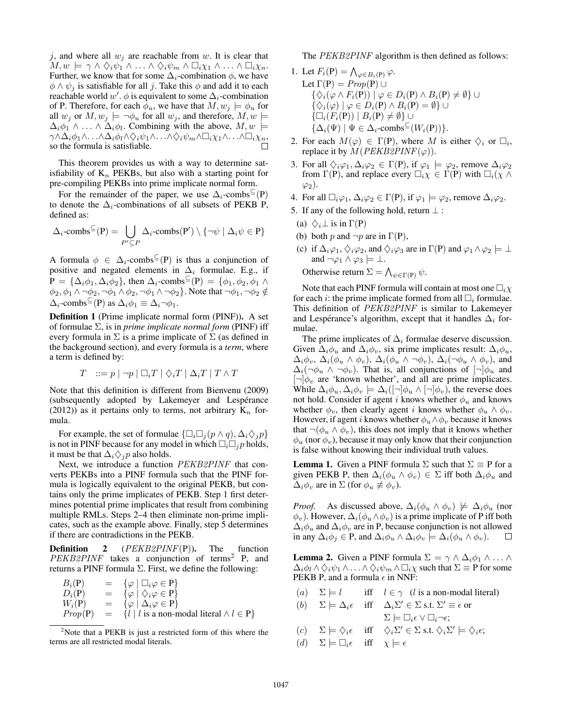$j$, and where all $w_j$ are reachable from $w$. It is clear that $M, w \models \gamma \wedge \Diamond_i \psi_1 \wedge \ldots \wedge \Diamond_i \psi_m \wedge \Box_i \chi_1 \wedge \ldots \wedge \Box_i \chi_n$. Further, we know that for some $\Delta_i$-combination $\phi$, we have $\phi \wedge \psi_j$ is satisfiable for all $j$. Take this $\phi$ and add it to each reachable world $w'$. $\phi$ is equivalent to some $\Delta_i$-combination of P. Therefore, for each $\phi_u$, we have that $M, w_j \models \phi_u$ for all $w_j$ or $M, w_j \models \neg \phi_u$ for all $w_j$, and therefore, $M, w \models \Delta_i \phi_1 \wedge \ldots \wedge \Delta_i \phi_l$. Combining with the above, $M, w \models \gamma \wedge \Delta_i \phi_1 \wedge \ldots \wedge \Delta_i \phi_l \wedge \Diamond_i \psi_1 \wedge \ldots \wedge \Diamond_i \psi_m \wedge \Box_i \chi_1 \wedge \ldots \wedge \Box_i \chi_n$, so the formula is satisfiable. ∎

This theorem provides us with a way to determine satisfiability of $K_n$ PEKBs, but also with a starting point for pre-compiling PEKBs into prime implicate normal form.

For the remainder of the paper, we use $\Delta_i\text{-combs}^{\subseteq}(P)$ to denote the $\Delta_i$-combinations of all subsets of PEKB P, defined as:

$$\Delta_i\text{-combs}^{\subseteq}(P) = \bigcup_{P' \subseteq P} \Delta_i\text{-combs}(P') \setminus \{\neg\psi \mid \Delta_i \psi \in P\}$$

A formula $\phi \in \Delta_i\text{-combs}^{\subseteq}(P)$ is thus a conjunction of positive and negated elements in $\Delta_i$ formulae. E.g., if $P = \{\Delta_i \phi_1, \Delta_i \phi_2\}$, then $\Delta_i\text{-combs}^{\subseteq}(P) = \{\phi_1, \phi_2, \phi_1 \wedge \phi_2, \phi_1 \wedge \neg\phi_2, \neg\phi_1 \wedge \phi_2, \neg\phi_1 \wedge \neg\phi_2\}$. Note that $\neg\phi_1, \neg\phi_2 \notin \Delta_i\text{-combs}^{\subseteq}(P)$ as $\Delta_i \phi_1 \equiv \Delta_i \neg\phi_1$.

**Definition 1** (Prime implicate normal form (PINF)). A set of formulae $\Sigma$, is in *prime implicate normal form* (PINF) iff every formula in $\Sigma$ is a prime implicate of $\Sigma$ (as defined in the background section), and every formula is a *term*, where a term is defined by:

$$T \quad ::= p \mid \neg p \mid \Box_i T \mid \Diamond_i T \mid \Delta_i T \mid T \wedge T$$

Note that this definition is different from Bienvenu (2009) (subsequently adopted by Lakemeyer and Lespérance (2012)) as it pertains only to terms, not arbitrary $K_n$ formula.

For example, the set of formulae $\{\Box_i \Box_j (p \wedge q), \Delta_i \Diamond_j p\}$ is not in PINF because for any model in which $\Box_i \Box_j p$ holds, it must be that $\Delta_i \Diamond_j p$ also holds.

Next, we introduce a function *PEKB2PINF* that converts PEKBs into a PINF formula such that the PINF formula is logically equivalent to the original PEKB, but contains only the prime implicates of PEKB. Step 1 first determines potential prime implicates that result from combining multiple RMLs. Steps 2–4 then eliminate non-prime implicates, such as the example above. Finally, step 5 determines if there are contradictions in the PEKB.

**Definition 2** (*PEKB2PINF*(P)). The function *PEKB2PINF* takes a conjunction of terms[2] P, and returns a PINF formula $\Sigma$. First, we define the following:

$$\begin{aligned}
B_i(P) &= \{\varphi \mid \Box_i \varphi \in P\} \\
D_i(P) &= \{\varphi \mid \Diamond_i \varphi \in P\} \\
W_i(P) &= \{\varphi \mid \Delta_i \varphi \in P\} \\
Prop(P) &= \{l \mid l \text{ is a non-modal literal} \wedge l \in P\}
\end{aligned}$$

[2]Note that a PEKB is just a restricted form of this where the terms are all restricted modal literals.

The *PEKB2PINF* algorithm is then defined as follows:

1. Let $F_i(P) = \bigwedge_{\varphi \in B_i(P)} \varphi$.
   Let $\Gamma(P) = Prop(P) \cup$
   $\{\Diamond_i(\varphi \wedge F_i(P)) \mid \varphi \in D_i(P) \wedge B_i(P) \neq \emptyset\} \cup$
   $\{\Diamond_i(\varphi) \mid \varphi \in D_i(P) \wedge B_i(P) = \emptyset\} \cup$
   $\{\Box_i(F_i(P)) \mid B_i(P) \neq \emptyset\} \cup$
   $\{\Delta_i(\Psi) \mid \Psi \in \Delta_i\text{-combs}^{\subseteq}(W_i(P))\}$.
2. For each $M(\varphi) \in \Gamma(P)$, where $M$ is either $\Diamond_i$ or $\Box_i$, replace it by $M(\textit{PEKB2PINF}(\varphi))$.
3. For all $\Diamond_i \varphi_1, \Delta_i \varphi_2 \in \Gamma(P)$, if $\varphi_1 \models \varphi_2$, remove $\Delta_i \varphi_2$ from $\Gamma(P)$, and replace every $\Box_i \chi \in \Gamma(P)$ with $\Box_i(\chi \wedge \varphi_2)$.
4. For all $\Box_i \varphi_1, \Delta_i \varphi_2 \in \Gamma(P)$, if $\varphi_1 \models \varphi_2$, remove $\Delta_i \varphi_2$.
5. If any of the following hold, return $\perp$ :
   (a) $\Diamond_i \perp$ is in $\Gamma(P)$
   (b) both $p$ and $\neg p$ are in $\Gamma(P)$,
   (c) if $\Delta_i \varphi_1, \Diamond_i \varphi_2$, and $\Diamond_i \varphi_3$ are in $\Gamma(P)$ and $\varphi_1 \wedge \varphi_2 \models \perp$ and $\neg\varphi_1 \wedge \varphi_3 \models \perp$.

   Otherwise return $\Sigma = \bigwedge_{\psi \in \Gamma(P)} \psi$.

Note that each PINF formula will contain at most one $\Box_i \chi$ for each $i$: the prime implicate formed from all $\Box_i$ formulae. This definition of *PEKB2PINF* is similar to Lakemeyer and Lespérance's algorithm, except that it handles $\Delta_i$ formulae.

The prime implicates of $\Delta_i$ formulae deserve discussion. Given $\Delta_i \phi_u$ and $\Delta_i \phi_v$, six prime implicates result: $\Delta_i \phi_u$, $\Delta_i \phi_v$, $\Delta_i(\phi_u \wedge \phi_v)$, $\Delta_i(\phi_u \wedge \neg\phi_v)$, $\Delta_i(\neg\phi_u \wedge \phi_v)$, and $\Delta_i(\neg\phi_u \wedge \neg\phi_v)$. That is, all conjunctions of $[\neg]\phi_u$ and $[\neg]\phi_v$ are 'known whether', and all are prime implicates. While $\Delta_i \phi_u, \Delta_i \phi_v \models \Delta_i([\neg]\phi_u \wedge [\neg]\phi_v)$, the reverse does not hold. Consider if agent $i$ knows whether $\phi_u$ and knows whether $\phi_v$, then clearly agent $i$ knows whether $\phi_u \wedge \phi_v$. However, if agent $i$ knows whether $\phi_u \wedge \phi_v$ because it knows that $\neg(\phi_u \wedge \phi_v)$, this does not imply that it knows whether $\phi_u$ (nor $\phi_v$), because it may only know that their conjunction is false without knowing their individual truth values.

**Lemma 1.** Given a PINF formula $\Sigma$ such that $\Sigma \equiv P$ for a given PEKB P, then $\Delta_i(\phi_u \wedge \phi_v) \in \Sigma$ iff both $\Delta_i \phi_u$ and $\Delta_i \phi_v$ are in $\Sigma$ (for $\phi_u \not\equiv \phi_v$).

*Proof.* As discussed above, $\Delta_i(\phi_u \wedge \phi_v) \not\models \Delta_i \phi_u$ (nor $\phi_v$). However, $\Delta_i(\phi_u \wedge \phi_v)$ is a prime implicate of P iff both $\Delta_i \phi_u$ and $\Delta_i \phi_v$ are in P, because conjunction is not allowed in any $\Delta_i \phi_j \in P$, and $\Delta_i \phi_u \wedge \Delta_i \phi_v \models \Delta_i(\phi_u \wedge \phi_v)$. ∎

**Lemma 2.** Given a PINF formula $\Sigma = \gamma \wedge \Delta_i \phi_1 \wedge \ldots \wedge \Delta_i \phi_l \wedge \Diamond_i \psi_1 \wedge \ldots \wedge \Diamond_i \psi_m \wedge \Box_i \chi$ such that $\Sigma \equiv P$ for some PEKB P, and a formula $\epsilon$ in NNF:

(a) $\Sigma \models l$ iff $l \in \gamma$ ($l$ is a non-modal literal)

(b) $\Sigma \models \Delta_i \epsilon$ iff $\Delta_i \Sigma' \in \Sigma$ s.t. $\Sigma' \equiv \epsilon$ or $\Sigma \models \Box_i \epsilon \vee \Box_i \neg\epsilon$;

(c) $\Sigma \models \Diamond_i \epsilon$ iff $\Diamond_i \Sigma' \in \Sigma$ s.t. $\Diamond_i \Sigma' \models \Diamond_i \epsilon$;

(d) $\Sigma \models \Box_i \epsilon$ iff $\chi \models \epsilon$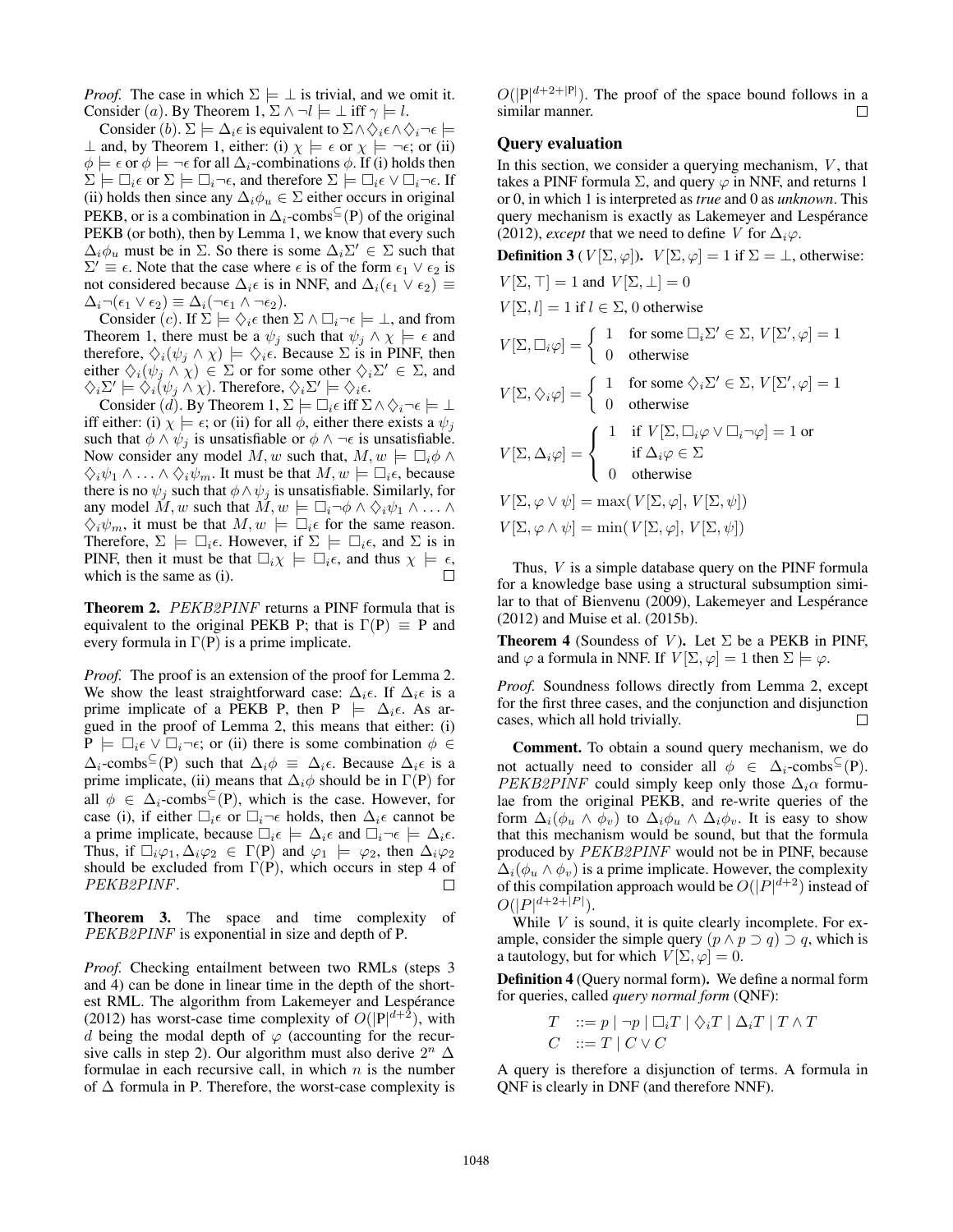*Proof.* The case in which $\Sigma \models \bot$ is trivial, and we omit it. Consider (*a*). By Theorem 1, $\Sigma \wedge \neg l \models \bot$ iff $\gamma \models l$.

Consider (*b*). $\Sigma \models \Delta_i\epsilon$ is equivalent to $\Sigma \wedge \Diamond_i\epsilon \wedge \Diamond_i\neg\epsilon \models \bot$ and, by Theorem 1, either: (i) $\chi \models \epsilon$ or $\chi \models \neg\epsilon$; or (ii) $\phi \models \epsilon$ or $\phi \models \neg\epsilon$ for all $\Delta_i$-combinations $\phi$. If (i) holds then $\Sigma \models \Box_i\epsilon$ or $\Sigma \models \Box_i\neg\epsilon$, and therefore $\Sigma \models \Box_i\epsilon \vee \Box_i\neg\epsilon$. If (ii) holds then since any $\Delta_i\phi_u \in \Sigma$ either occurs in original PEKB, or is a combination in $\Delta_i$-combs$^{\subseteq}$(P) of the original PEKB (or both), then by Lemma 1, we know that every such $\Delta_i\phi_u$ must be in $\Sigma$. So there is some $\Delta_i\Sigma' \in \Sigma$ such that $\Sigma' \equiv \epsilon$. Note that the case where $\epsilon$ is of the form $\epsilon_1 \vee \epsilon_2$ is not considered because $\Delta_i\epsilon$ is in NNF, and $\Delta_i(\epsilon_1 \vee \epsilon_2) \equiv \Delta_i\neg(\epsilon_1 \vee \epsilon_2) \equiv \Delta_i(\neg\epsilon_1 \wedge \neg\epsilon_2)$.

Consider (*c*). If $\Sigma \models \Diamond_i\epsilon$ then $\Sigma \wedge \Box_i\neg\epsilon \models \bot$, and from Theorem 1, there must be a $\psi_j$ such that $\psi_j \wedge \chi \models \epsilon$ and therefore, $\Diamond_i(\psi_j \wedge \chi) \models \Diamond_i\epsilon$. Because $\Sigma$ is in PINF, then either $\Diamond_i(\psi_j \wedge \chi) \in \Sigma$ or for some other $\Diamond_i\Sigma' \in \Sigma$, and $\Diamond_i\Sigma' \models \Diamond_i(\psi_j \wedge \chi)$. Therefore, $\Diamond_i\Sigma' \models \Diamond_i\epsilon$.

Consider (*d*). By Theorem 1, $\Sigma \models \Box_i\epsilon$ iff $\Sigma \wedge \Diamond_i\neg\epsilon \models \bot$ iff either: (i) $\chi \models \epsilon$; or (ii) for all $\phi$, either there exists a $\psi_j$ such that $\phi \wedge \psi_j$ is unsatisfiable or $\phi \wedge \neg\epsilon$ is unsatisfiable. Now consider any model $M, w$ such that, $M, w \models \Box_i\phi \wedge \Diamond_i\psi_1 \wedge \ldots \wedge \Diamond_i\psi_m$. It must be that $M, w \models \Box_i\epsilon$, because there is no $\psi_j$ such that $\phi \wedge \psi_j$ is unsatisfiable. Similarly, for any model $M, w$ such that $M, w \models \Box_i\neg\phi \wedge \Diamond_i\psi_1 \wedge \ldots \wedge \Diamond_i\psi_m$, it must be that $M, w \models \Box_i\epsilon$ for the same reason. Therefore, $\Sigma \models \Box_i\epsilon$. However, if $\Sigma \models \Box_i\epsilon$, and $\Sigma$ is in PINF, then it must be that $\Box_i\chi \models \Box_i\epsilon$, and thus $\chi \models \epsilon$, which is the same as (i). □

**Theorem 2.** *PEKB2PINF returns a PINF formula that is equivalent to the original PEKB P; that is $\Gamma$(P) $\equiv$ P and every formula in $\Gamma$(P) is a prime implicate.*

*Proof.* The proof is an extension of the proof for Lemma 2. We show the least straightforward case: $\Delta_i\epsilon$. If $\Delta_i\epsilon$ is a prime implicate of a PEKB P, then P $\models \Delta_i\epsilon$. As argued in the proof of Lemma 2, this means that either: (i) P $\models \Box_i\epsilon \vee \Box_i\neg\epsilon$; or (ii) there is some combination $\phi \in \Delta_i$-combs$^{\subseteq}$(P) such that $\Delta_i\phi \equiv \Delta_i\epsilon$. Because $\Delta_i\epsilon$ is a prime implicate, (ii) means that $\Delta_i\phi$ should be in $\Gamma$(P) for all $\phi \in \Delta_i$-combs$^{\subseteq}$(P), which is the case. However, for case (i), if either $\Box_i\epsilon$ or $\Box_i\neg\epsilon$ holds, then $\Delta_i\epsilon$ cannot be a prime implicate, because $\Box_i\epsilon \models \Delta_i\epsilon$ and $\Box_i\neg\epsilon \models \Delta_i\epsilon$. Thus, if $\Box_i\varphi_1, \Delta_i\varphi_2 \in \Gamma$(P) and $\varphi_1 \models \varphi_2$, then $\Delta_i\varphi_2$ should be excluded from $\Gamma$(P), which occurs in step 4 of *PEKB2PINF*. □

**Theorem 3.** *The space and time complexity of PEKB2PINF is exponential in size and depth of P.*

*Proof.* Checking entailment between two RMLs (steps 3 and 4) can be done in linear time in the depth of the shortest RML. The algorithm from Lakemeyer and Lespérance (2012) has worst-case time complexity of $O(|\text{P}|^{d+2})$, with $d$ being the modal depth of $\varphi$ (accounting for the recursive calls in step 2). Our algorithm must also derive $2^n$ $\Delta$ formulae in each recursive call, in which $n$ is the number of $\Delta$ formula in P. Therefore, the worst-case complexity is $O(|\text{P}|^{d+2+|\text{P}|})$. The proof of the space bound follows in a similar manner. □

## Query evaluation

In this section, we consider a querying mechanism, $V$, that takes a PINF formula $\Sigma$, and query $\varphi$ in NNF, and returns 1 or 0, in which 1 is interpreted as *true* and 0 as *unknown*. This query mechanism is exactly as Lakemeyer and Lespérance (2012), *except* that we need to define $V$ for $\Delta_i\varphi$.

**Definition 3** ($V[\Sigma, \varphi]$). $V[\Sigma, \varphi] = 1$ if $\Sigma = \bot$, otherwise:

$V[\Sigma, \top] = 1$ and $V[\Sigma, \bot] = 0$

$V[\Sigma, l] = 1$ if $l \in \Sigma$, 0 otherwise

$$V[\Sigma, \Box_i\varphi] = \begin{cases} 1 & \text{for some } \Box_i\Sigma' \in \Sigma,\ V[\Sigma', \varphi] = 1 \\ 0 & \text{otherwise} \end{cases}$$

$$V[\Sigma, \Diamond_i\varphi] = \begin{cases} 1 & \text{for some } \Diamond_i\Sigma' \in \Sigma,\ V[\Sigma', \varphi] = 1 \\ 0 & \text{otherwise} \end{cases}$$

$$V[\Sigma, \Delta_i\varphi] = \begin{cases} 1 & \text{if } V[\Sigma, \Box_i\varphi \vee \Box_i\neg\varphi] = 1 \text{ or} \\ & \text{if } \Delta_i\varphi \in \Sigma \\ 0 & \text{otherwise} \end{cases}$$

$V[\Sigma, \varphi \vee \psi] = \max(V[\Sigma, \varphi], V[\Sigma, \psi])$

$V[\Sigma, \varphi \wedge \psi] = \min(V[\Sigma, \varphi], V[\Sigma, \psi])$

Thus, $V$ is a simple database query on the PINF formula for a knowledge base using a structural subsumption similar to that of Bienvenu (2009), Lakemeyer and Lespérance (2012) and Muise et al. (2015b).

**Theorem 4** (Soundess of $V$). *Let $\Sigma$ be a PEKB in PINF, and $\varphi$ a formula in NNF. If $V[\Sigma, \varphi] = 1$ then $\Sigma \models \varphi$.*

*Proof.* Soundness follows directly from Lemma 2, except for the first three cases, and the conjunction and disjunction cases, which all hold trivially. □

**Comment.** To obtain a sound query mechanism, we do not actually need to consider all $\phi \in \Delta_i$-combs$^{\subseteq}$(P). *PEKB2PINF* could simply keep only those $\Delta_i\alpha$ formulae from the original PEKB, and re-write queries of the form $\Delta_i(\phi_u \wedge \phi_v)$ to $\Delta_i\phi_u \wedge \Delta_i\phi_v$. It is easy to show that this mechanism would be sound, but that the formula produced by *PEKB2PINF* would not be in PINF, because $\Delta_i(\phi_u \wedge \phi_v)$ is a prime implicate. However, the complexity of this compilation approach would be $O(|P|^{d+2})$ instead of $O(|P|^{d+2+|P|})$.

While $V$ is sound, it is quite clearly incomplete. For example, consider the simple query $(p \wedge p \supset q) \supset q$, which is a tautology, but for which $V[\Sigma, \varphi] = 0$.

**Definition 4** (Query normal form). We define a normal form for queries, called *query normal form* (QNF):

$$\begin{aligned} T \quad &::= p \mid \neg p \mid \Box_i T \mid \Diamond_i T \mid \Delta_i T \mid T \wedge T \\ C \quad &::= T \mid C \vee C \end{aligned}$$

A query is therefore a disjunction of terms. A formula in QNF is clearly in DNF (and therefore NNF).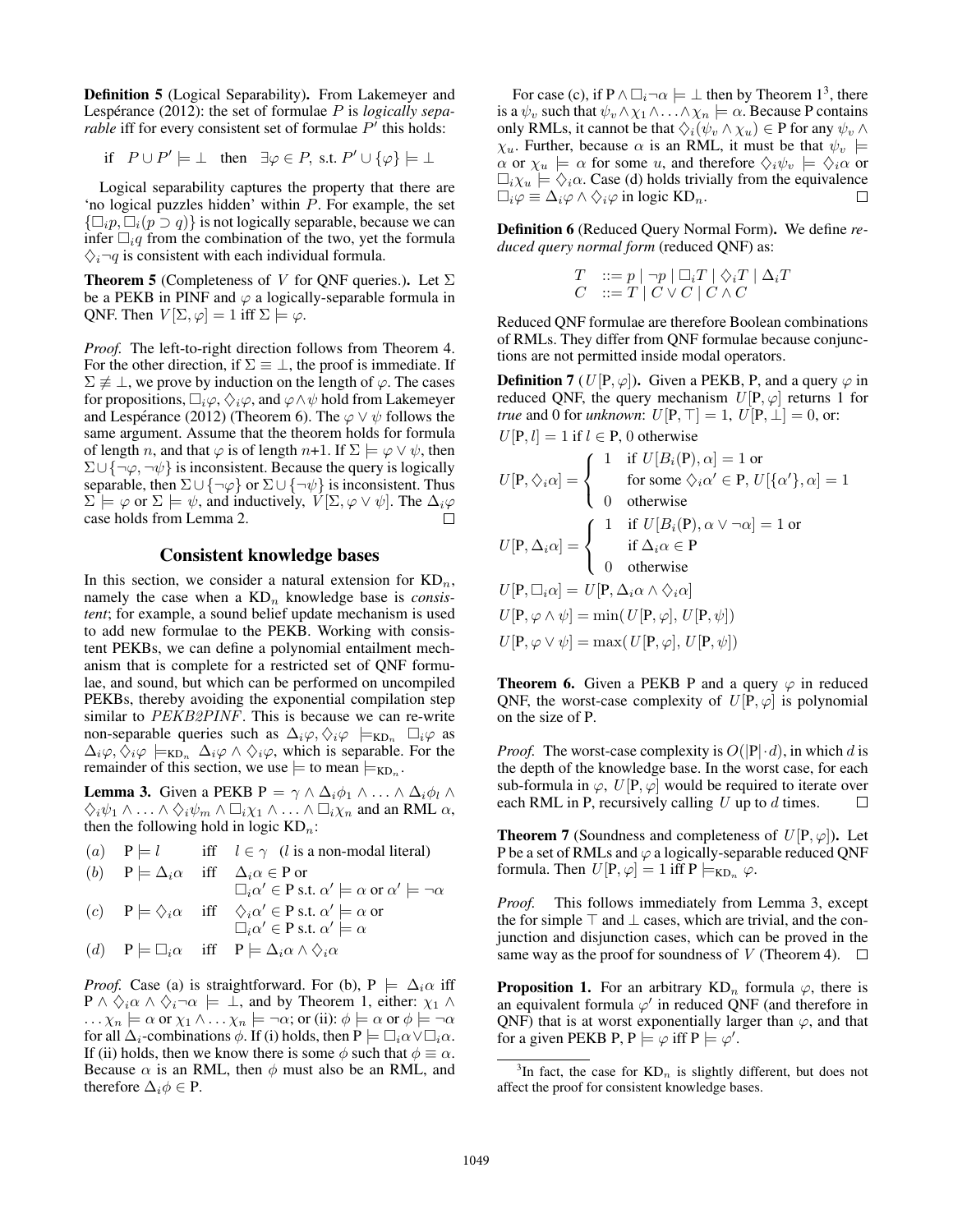**Definition 5** (Logical Separability)**.** From Lakemeyer and Lespérance (2012): the set of formulae $P$ is *logically separable* iff for every consistent set of formulae $P'$ this holds:

$$\text{if} \quad P \cup P' \models \bot \quad \text{then} \quad \exists \varphi \in P, \text{ s.t. } P' \cup \{\varphi\} \models \bot$$

Logical separability captures the property that there are 'no logical puzzles hidden' within $P$. For example, the set $\{\Box_i p, \Box_i(p \supset q)\}$ is not logically separable, because we can infer $\Box_i q$ from the combination of the two, yet the formula $\Diamond_i \neg q$ is consistent with each individual formula.

**Theorem 5** (Completeness of $V$ for QNF queries.)**.** Let $\Sigma$ be a PEKB in PINF and $\varphi$ a logically-separable formula in QNF. Then $V[\Sigma, \varphi] = 1$ iff $\Sigma \models \varphi$.

*Proof.* The left-to-right direction follows from Theorem 4. For the other direction, if $\Sigma \equiv \bot$, the proof is immediate. If $\Sigma \not\equiv \bot$, we prove by induction on the length of $\varphi$. The cases for propositions, $\Box_i \varphi$, $\Diamond_i \varphi$, and $\varphi \wedge \psi$ hold from Lakemeyer and Lespérance (2012) (Theorem 6). The $\varphi \vee \psi$ follows the same argument. Assume that the theorem holds for formula of length $n$, and that $\varphi$ is of length $n$+1. If $\Sigma \models \varphi \vee \psi$, then $\Sigma \cup \{\neg\varphi, \neg\psi\}$ is inconsistent. Because the query is logically separable, then $\Sigma \cup \{\neg\varphi\}$ or $\Sigma \cup \{\neg\psi\}$ is inconsistent. Thus $\Sigma \models \varphi$ or $\Sigma \models \psi$, and inductively, $V[\Sigma, \varphi \vee \psi]$. The $\Delta_i \varphi$ case holds from Lemma 2. $\Box$

## Consistent knowledge bases

In this section, we consider a natural extension for $\text{KD}_n$, namely the case when a $\text{KD}_n$ knowledge base is *consistent*; for example, a sound belief update mechanism is used to add new formulae to the PEKB. Working with consistent PEKBs, we can define a polynomial entailment mechanism that is complete for a restricted set of QNF formulae, and sound, but which can be performed on uncompiled PEKBs, thereby avoiding the exponential compilation step similar to *PEKB2PINF*. This is because we can re-write non-separable queries such as $\Delta_i \varphi, \Diamond_i \varphi \models_{\text{KD}_n} \Box_i \varphi$ as $\Delta_i \varphi, \Diamond_i \varphi \models_{\text{KD}_n} \Delta_i \varphi \wedge \Diamond_i \varphi$, which is separable. For the remainder of this section, we use $\models$ to mean $\models_{\text{KD}_n}$.

**Lemma 3.** Given a PEKB $\text{P} = \gamma \wedge \Delta_i \phi_1 \wedge \ldots \wedge \Delta_i \phi_l \wedge \Diamond_i \psi_1 \wedge \ldots \wedge \Diamond_i \psi_m \wedge \Box_i \chi_1 \wedge \ldots \wedge \Box_i \chi_n$ and an RML $\alpha$, then the following hold in logic $\text{KD}_n$:

(a) $\text{P} \models l$ iff $l \in \gamma$ ($l$ is a non-modal literal)

(b) $\text{P} \models \Delta_i \alpha$ iff $\Delta_i \alpha \in \text{P}$ or $\Box_i \alpha' \in \text{P}$ s.t. $\alpha' \models \alpha$ or $\alpha' \models \neg\alpha$

(c) $\text{P} \models \Diamond_i \alpha$ iff $\Diamond_i \alpha' \in \text{P}$ s.t. $\alpha' \models \alpha$ or $\Box_i \alpha' \in \text{P}$ s.t. $\alpha' \models \alpha$

(d) $\text{P} \models \Box_i \alpha$ iff $\text{P} \models \Delta_i \alpha \wedge \Diamond_i \alpha$

*Proof.* Case (a) is straightforward. For (b), $\text{P} \models \Delta_i \alpha$ iff $\text{P} \wedge \Diamond_i \alpha \wedge \Diamond_i \neg\alpha \models \bot$, and by Theorem 1, either: $\chi_1 \wedge \ldots \chi_n \models \alpha$ or $\chi_1 \wedge \ldots \chi_n \models \neg\alpha$; or (ii): $\phi \models \alpha$ or $\phi \models \neg\alpha$ for all $\Delta_i$-combinations $\phi$. If (i) holds, then $\text{P} \models \Box_i \alpha \vee \Box_i \alpha$. If (ii) holds, then we know there is some $\phi$ such that $\phi \equiv \alpha$. Because $\alpha$ is an RML, then $\phi$ must also be an RML, and therefore $\Delta_i \phi \in \text{P}$.

For case (c), if $\text{P} \wedge \Box_i \neg\alpha \models \bot$ then by Theorem 1[3], there is a $\psi_v$ such that $\psi_v \wedge \chi_1 \wedge \ldots \wedge \chi_n \models \alpha$. Because P contains only RMLs, it cannot be that $\Diamond_i(\psi_v \wedge \chi_u) \in \text{P}$ for any $\psi_v \wedge \chi_u$. Further, because $\alpha$ is an RML, it must be that $\psi_v \models \alpha$ or $\chi_u \models \alpha$ for some $u$, and therefore $\Diamond_i \psi_v \models \Diamond_i \alpha$ or $\Box_i \chi_u \models \Diamond_i \alpha$. Case (d) holds trivially from the equivalence $\Box_i \varphi \equiv \Delta_i \varphi \wedge \Diamond_i \varphi$ in logic $\text{KD}_n$. $\Box$

**Definition 6** (Reduced Query Normal Form)**.** We define *reduced query normal form* (reduced QNF) as:

$$\begin{array}{lll} T & ::= & p \mid \neg p \mid \Box_i T \mid \Diamond_i T \mid \Delta_i T \\ C & ::= & T \mid C \vee C \mid C \wedge C \end{array}$$

Reduced QNF formulae are therefore Boolean combinations of RMLs. They differ from QNF formulae because conjunctions are not permitted inside modal operators.

**Definition 7** ($U[\text{P}, \varphi]$)**.** Given a PEKB, P, and a query $\varphi$ in reduced QNF, the query mechanism $U[\text{P}, \varphi]$ returns 1 for *true* and 0 for *unknown*: $U[\text{P}, \top] = 1$, $U[\text{P}, \bot] = 0$, or:

$U[\text{P}, l] = 1$ if $l \in \text{P}$, 0 otherwise

$$U[\text{P}, \Diamond_i \alpha] = \begin{cases} 1 & \text{if } U[B_i(\text{P}), \alpha] = 1 \text{ or} \\ & \text{for some } \Diamond_i \alpha' \in \text{P},\ U[\{\alpha'\}, \alpha] = 1 \\ 0 & \text{otherwise} \end{cases}$$

$$U[\text{P}, \Delta_i \alpha] = \begin{cases} 1 & \text{if } U[B_i(\text{P}), \alpha \vee \neg\alpha] = 1 \text{ or} \\ & \text{if } \Delta_i \alpha \in \text{P} \\ 0 & \text{otherwise} \end{cases}$$

$U[\text{P}, \Box_i \alpha] = U[\text{P}, \Delta_i \alpha \wedge \Diamond_i \alpha]$

$U[\text{P}, \varphi \wedge \psi] = \min(U[\text{P}, \varphi], U[\text{P}, \psi])$

$U[\text{P}, \varphi \vee \psi] = \max(U[\text{P}, \varphi], U[\text{P}, \psi])$

**Theorem 6.** Given a PEKB P and a query $\varphi$ in reduced QNF, the worst-case complexity of $U[\text{P}, \varphi]$ is polynomial on the size of P.

*Proof.* The worst-case complexity is $O(|\text{P}| \cdot d)$, in which $d$ is the depth of the knowledge base. In the worst case, for each sub-formula in $\varphi$, $U[\text{P}, \varphi]$ would be required to iterate over each RML in P, recursively calling $U$ up to $d$ times. $\Box$

**Theorem 7** (Soundness and completeness of $U[\text{P}, \varphi]$)**.** Let P be a set of RMLs and $\varphi$ a logically-separable reduced QNF formula. Then $U[\text{P}, \varphi] = 1$ iff $\text{P} \models_{\text{KD}_n} \varphi$.

*Proof.* This follows immediately from Lemma 3, except the for simple $\top$ and $\bot$ cases, which are trivial, and the conjunction and disjunction cases, which can be proved in the same way as the proof for soundness of $V$ (Theorem 4). $\Box$

**Proposition 1.** For an arbitrary $\text{KD}_n$ formula $\varphi$, there is an equivalent formula $\varphi'$ in reduced QNF (and therefore in QNF) that is at worst exponentially larger than $\varphi$, and that for a given PEKB P, $\text{P} \models \varphi$ iff $\text{P} \models \varphi'$.

[3] In fact, the case for $\text{KD}_n$ is slightly different, but does not affect the proof for consistent knowledge bases.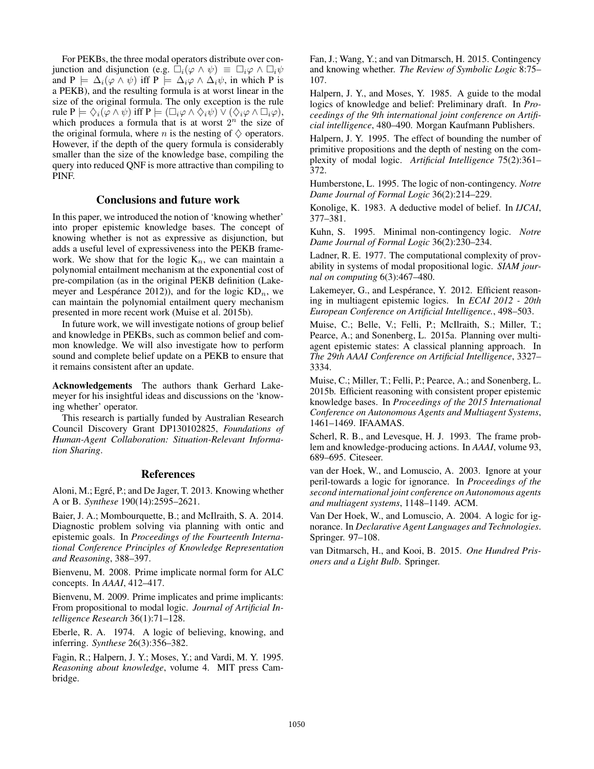For PEKBs, the three modal operators distribute over conjunction and disjunction (e.g. $\Box_i(\varphi \wedge \psi) \equiv \Box_i\varphi \wedge \Box_i\psi$ and $\mathrm{P} \models \Delta_i(\varphi \wedge \psi)$ iff $\mathrm{P} \models \Delta_i\varphi \wedge \Delta_i\psi$, in which P is a PEKB), and the resulting formula is at worst linear in the size of the original formula. The only exception is the rule rule $\mathrm{P} \models \Diamond_i(\varphi \wedge \psi)$ iff $\mathrm{P} \models (\Box_i\varphi \wedge \Diamond_i\psi) \vee (\Diamond_i\varphi \wedge \Box_i\varphi)$, which produces a formula that is at worst $2^n$ the size of the original formula, where $n$ is the nesting of $\Diamond$ operators. However, if the depth of the query formula is considerably smaller than the size of the knowledge base, compiling the query into reduced QNF is more attractive than compiling to PINF.

## Conclusions and future work

In this paper, we introduced the notion of 'knowing whether' into proper epistemic knowledge bases. The concept of knowing whether is not as expressive as disjunction, but adds a useful level of expressiveness into the PEKB framework. We show that for the logic $\mathrm{K}_n$, we can maintain a polynomial entailment mechanism at the exponential cost of pre-compilation (as in the original PEKB definition (Lakemeyer and Lespérance 2012)), and for the logic $\mathrm{KD}_n$, we can maintain the polynomial entailment query mechanism presented in more recent work (Muise et al. 2015b).

In future work, we will investigate notions of group belief and knowledge in PEKBs, such as common belief and common knowledge. We will also investigate how to perform sound and complete belief update on a PEKB to ensure that it remains consistent after an update.

**Acknowledgements** The authors thank Gerhard Lakemeyer for his insightful ideas and discussions on the 'knowing whether' operator.

This research is partially funded by Australian Research Council Discovery Grant DP130102825, *Foundations of Human-Agent Collaboration: Situation-Relevant Information Sharing*.

## References

Aloni, M.; Egré, P.; and De Jager, T. 2013. Knowing whether A or B. *Synthese* 190(14):2595–2621.

Baier, J. A.; Mombourquette, B.; and McIlraith, S. A. 2014. Diagnostic problem solving via planning with ontic and epistemic goals. In *Proceedings of the Fourteenth International Conference Principles of Knowledge Representation and Reasoning*, 388–397.

Bienvenu, M. 2008. Prime implicate normal form for ALC concepts. In *AAAI*, 412–417.

Bienvenu, M. 2009. Prime implicates and prime implicants: From propositional to modal logic. *Journal of Artificial Intelligence Research* 36(1):71–128.

Eberle, R. A. 1974. A logic of believing, knowing, and inferring. *Synthese* 26(3):356–382.

Fagin, R.; Halpern, J. Y.; Moses, Y.; and Vardi, M. Y. 1995. *Reasoning about knowledge*, volume 4. MIT press Cambridge.

Fan, J.; Wang, Y.; and van Ditmarsch, H. 2015. Contingency and knowing whether. *The Review of Symbolic Logic* 8:75–107.

Halpern, J. Y., and Moses, Y. 1985. A guide to the modal logics of knowledge and belief: Preliminary draft. In *Proceedings of the 9th international joint conference on Artificial intelligence*, 480–490. Morgan Kaufmann Publishers.

Halpern, J. Y. 1995. The effect of bounding the number of primitive propositions and the depth of nesting on the complexity of modal logic. *Artificial Intelligence* 75(2):361–372.

Humberstone, L. 1995. The logic of non-contingency. *Notre Dame Journal of Formal Logic* 36(2):214–229.

Konolige, K. 1983. A deductive model of belief. In *IJCAI*, 377–381.

Kuhn, S. 1995. Minimal non-contingency logic. *Notre Dame Journal of Formal Logic* 36(2):230–234.

Ladner, R. E. 1977. The computational complexity of provability in systems of modal propositional logic. *SIAM journal on computing* 6(3):467–480.

Lakemeyer, G., and Lespérance, Y. 2012. Efficient reasoning in multiagent epistemic logics. In *ECAI 2012 - 20th European Conference on Artificial Intelligence.*, 498–503.

Muise, C.; Belle, V.; Felli, P.; McIlraith, S.; Miller, T.; Pearce, A.; and Sonenberg, L. 2015a. Planning over multi-agent epistemic states: A classical planning approach. In *The 29th AAAI Conference on Artificial Intelligence*, 3327–3334.

Muise, C.; Miller, T.; Felli, P.; Pearce, A.; and Sonenberg, L. 2015b. Efficient reasoning with consistent proper epistemic knowledge bases. In *Proceedings of the 2015 International Conference on Autonomous Agents and Multiagent Systems*, 1461–1469. IFAAMAS.

Scherl, R. B., and Levesque, H. J. 1993. The frame problem and knowledge-producing actions. In *AAAI*, volume 93, 689–695. Citeseer.

van der Hoek, W., and Lomuscio, A. 2003. Ignore at your peril-towards a logic for ignorance. In *Proceedings of the second international joint conference on Autonomous agents and multiagent systems*, 1148–1149. ACM.

Van Der Hoek, W., and Lomuscio, A. 2004. A logic for ignorance. In *Declarative Agent Languages and Technologies*. Springer. 97–108.

van Ditmarsch, H., and Kooi, B. 2015. *One Hundred Prisoners and a Light Bulb*. Springer.